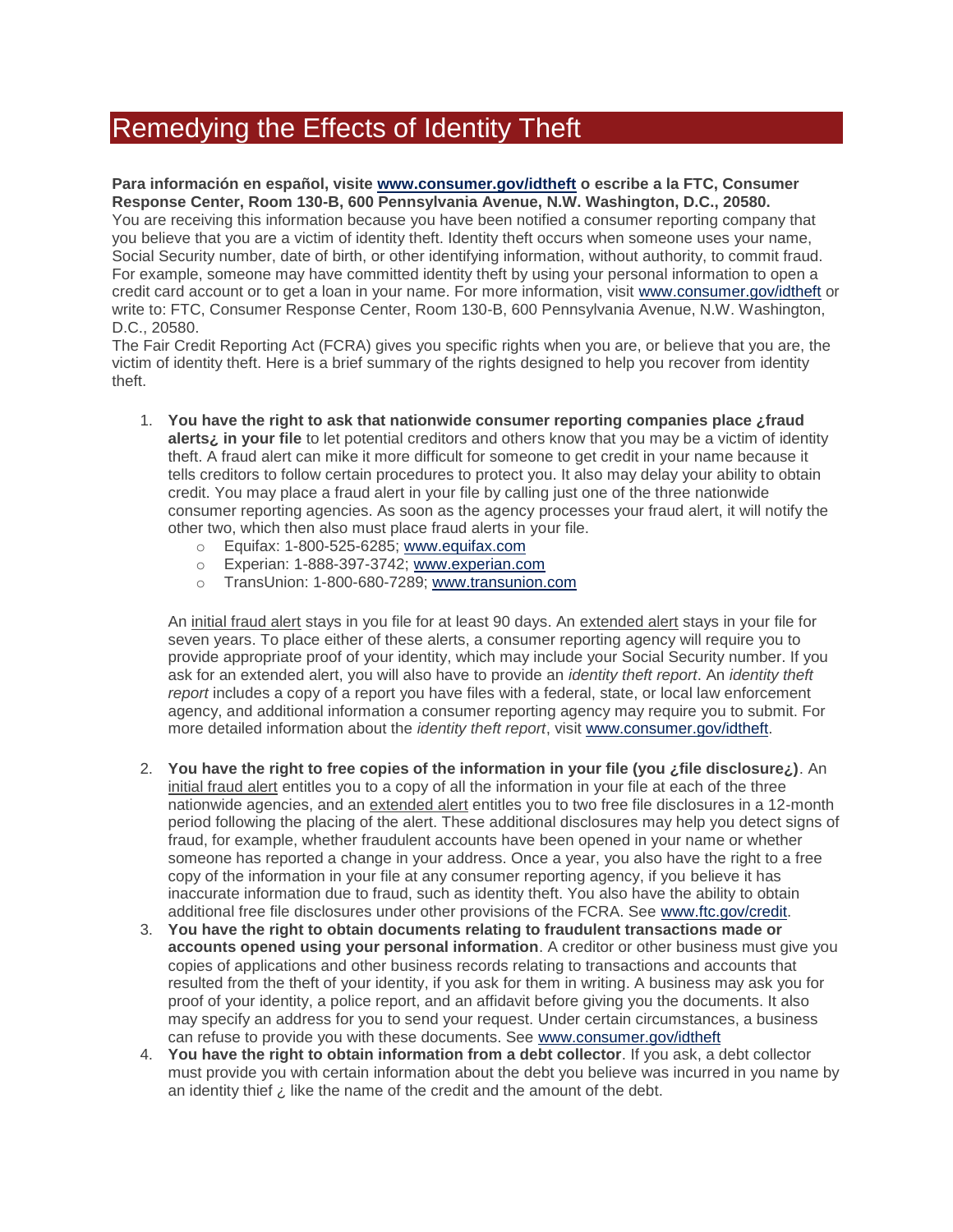# Remedying the Effects of Identity Theft

**Para información en español, visite [www.consumer.gov/idtheft](http://www.consumer.gov/idtheft) o escribe a la FTC, Consumer Response Center, Room 130-B, 600 Pennsylvania Avenue, N.W. Washington, D.C., 20580.**

You are receiving this information because you have been notified a consumer reporting company that you believe that you are a victim of identity theft. Identity theft occurs when someone uses your name, Social Security number, date of birth, or other identifying information, without authority, to commit fraud. For example, someone may have committed identity theft by using your personal information to open a credit card account or to get a loan in your name. For more information, visit www.consumer.gov/idtheft or write to: FTC, Consumer Response Center, Room 130-B, 600 Pennsylvania Avenue, N.W. Washington, D.C., 20580.

The Fair Credit Reporting Act (FCRA) gives you specific rights when you are, or believe that you are, the victim of identity theft. Here is a brief summary of the rights designed to help you recover from identity theft.

1. **You have the right to ask that nationwide consumer reporting companies place ¿fraud alerts¿ in your file** to let potential creditors and others know that you may be a victim of identity theft. A fraud alert can mike it more difficult for someone to get credit in your name because it tells creditors to follow certain procedures to protect you. It also may delay your ability to obtain credit. You may place a fraud alert in your file by calling just one of the three nationwide consumer reporting agencies. As soon as the agency processes your fraud alert, it will notify the other two, which then also must place fraud alerts in your file.
   - Equifax: 1-800-525-6285; www.equifax.com
   - Experian: 1-888-397-3742; www.experian.com
   - TransUnion: 1-800-680-7289; www.transunion.com

   An initial fraud alert stays in you file for at least 90 days. An extended alert stays in your file for seven years. To place either of these alerts, a consumer reporting agency will require you to provide appropriate proof of your identity, which may include your Social Security number. If you ask for an extended alert, you will also have to provide an *identity theft report*. An *identity theft report* includes a copy of a report you have files with a federal, state, or local law enforcement agency, and additional information a consumer reporting agency may require you to submit. For more detailed information about the *identity theft report*, visit www.consumer.gov/idtheft.

2. **You have the right to free copies of the information in your file (you ¿file disclosure¿)**. An initial fraud alert entitles you to a copy of all the information in your file at each of the three nationwide agencies, and an extended alert entitles you to two free file disclosures in a 12-month period following the placing of the alert. These additional disclosures may help you detect signs of fraud, for example, whether fraudulent accounts have been opened in your name or whether someone has reported a change in your address. Once a year, you also have the right to a free copy of the information in your file at any consumer reporting agency, if you believe it has inaccurate information due to fraud, such as identity theft. You also have the ability to obtain additional free file disclosures under other provisions of the FCRA. See www.ftc.gov/credit.
3. **You have the right to obtain documents relating to fraudulent transactions made or accounts opened using your personal information**. A creditor or other business must give you copies of applications and other business records relating to transactions and accounts that resulted from the theft of your identity, if you ask for them in writing. A business may ask you for proof of your identity, a police report, and an affidavit before giving you the documents. It also may specify an address for you to send your request. Under certain circumstances, a business can refuse to provide you with these documents. See www.consumer.gov/idtheft
4. **You have the right to obtain information from a debt collector**. If you ask, a debt collector must provide you with certain information about the debt you believe was incurred in you name by an identity thief ¿ like the name of the credit and the amount of the debt.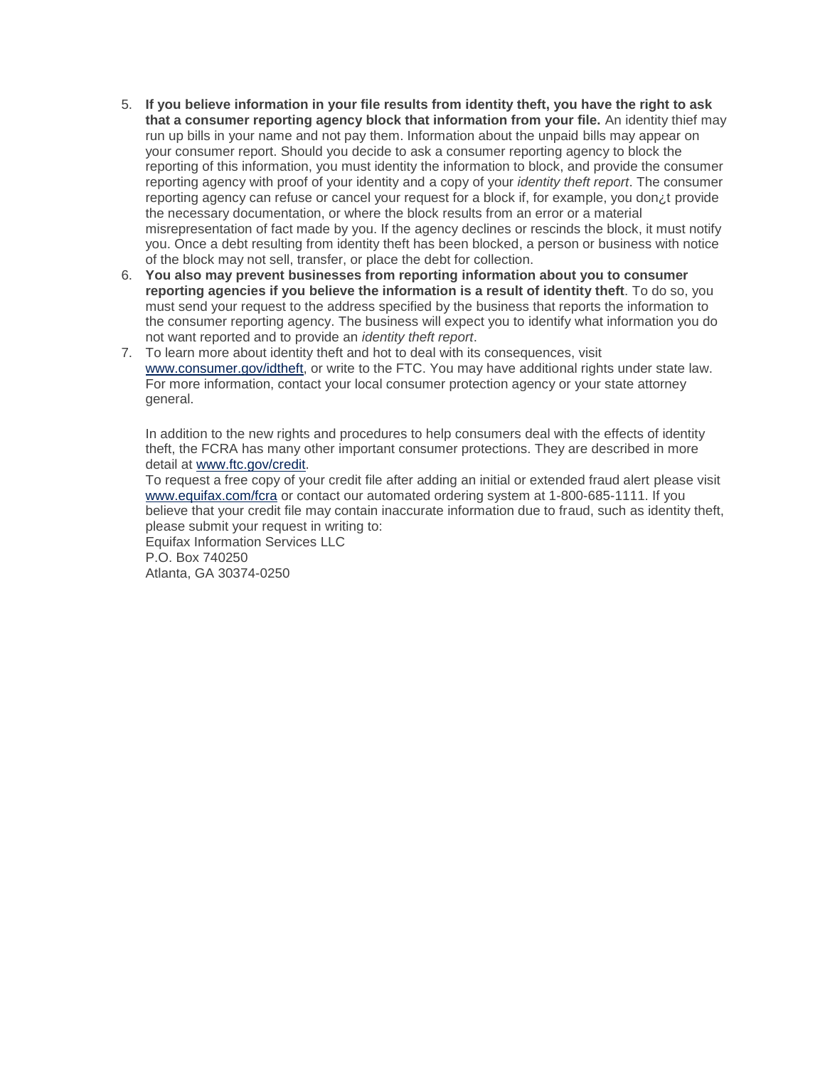5. **If you believe information in your file results from identity theft, you have the right to ask that a consumer reporting agency block that information from your file.** An identity thief may run up bills in your name and not pay them. Information about the unpaid bills may appear on your consumer report. Should you decide to ask a consumer reporting agency to block the reporting of this information, you must identity the information to block, and provide the consumer reporting agency with proof of your identity and a copy of your *identity theft report*. The consumer reporting agency can refuse or cancel your request for a block if, for example, you don¿t provide the necessary documentation, or where the block results from an error or a material misrepresentation of fact made by you. If the agency declines or rescinds the block, it must notify you. Once a debt resulting from identity theft has been blocked, a person or business with notice of the block may not sell, transfer, or place the debt for collection.
6. **You also may prevent businesses from reporting information about you to consumer reporting agencies if you believe the information is a result of identity theft**. To do so, you must send your request to the address specified by the business that reports the information to the consumer reporting agency. The business will expect you to identify what information you do not want reported and to provide an *identity theft report*.
7. To learn more about identity theft and hot to deal with its consequences, visit [www.consumer.gov/idtheft](www.consumer.gov/idtheft), or write to the FTC. You may have additional rights under state law. For more information, contact your local consumer protection agency or your state attorney general.

   In addition to the new rights and procedures to help consumers deal with the effects of identity theft, the FCRA has many other important consumer protections. They are described in more detail at [www.ftc.gov/credit](www.ftc.gov/credit).
   To request a free copy of your credit file after adding an initial or extended fraud alert please visit [www.equifax.com/fcra](www.equifax.com/fcra) or contact our automated ordering system at 1-800-685-1111. If you believe that your credit file may contain inaccurate information due to fraud, such as identity theft, please submit your request in writing to:
   Equifax Information Services LLC
   P.O. Box 740250
   Atlanta, GA 30374-0250